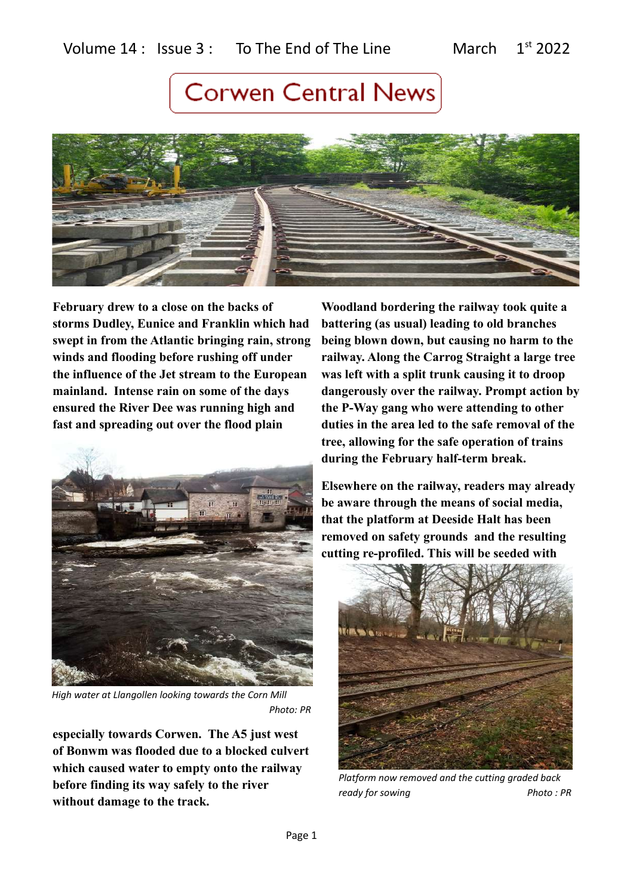Volume 14 : Issue 3 : To The End of The Line March 1st 2022

# Corwen Central News

**February drew to a close on the backs of storms Dudley, Eunice and Franklin which had swept in from the Atlantic bringing rain, strong winds and flooding before rushing off under the influence of the Jet stream to the European mainland. Intense rain on some of the days ensured the River Dee was running high and fast and spreading out over the flood plain**

*High water at Llangollen looking towards the Corn Mill*
*Photo: PR*

**especially towards Corwen. The A5 just west of Bonwm was flooded due to a blocked culvert which caused water to empty onto the railway before finding its way safely to the river without damage to the track.**

**Woodland bordering the railway took quite a battering (as usual) leading to old branches being blown down, but causing no harm to the railway. Along the Carrog Straight a large tree was left with a split trunk causing it to droop dangerously over the railway. Prompt action by the P-Way gang who were attending to other duties in the area led to the safe removal of the tree, allowing for the safe operation of trains during the February half-term break.**

**Elsewhere on the railway, readers may already be aware through the means of social media, that the platform at Deeside Halt has been removed on safety grounds and the resulting cutting re-profiled. This will be seeded with**

*Platform now removed and the cutting graded back ready for sowing*
*Photo : PR*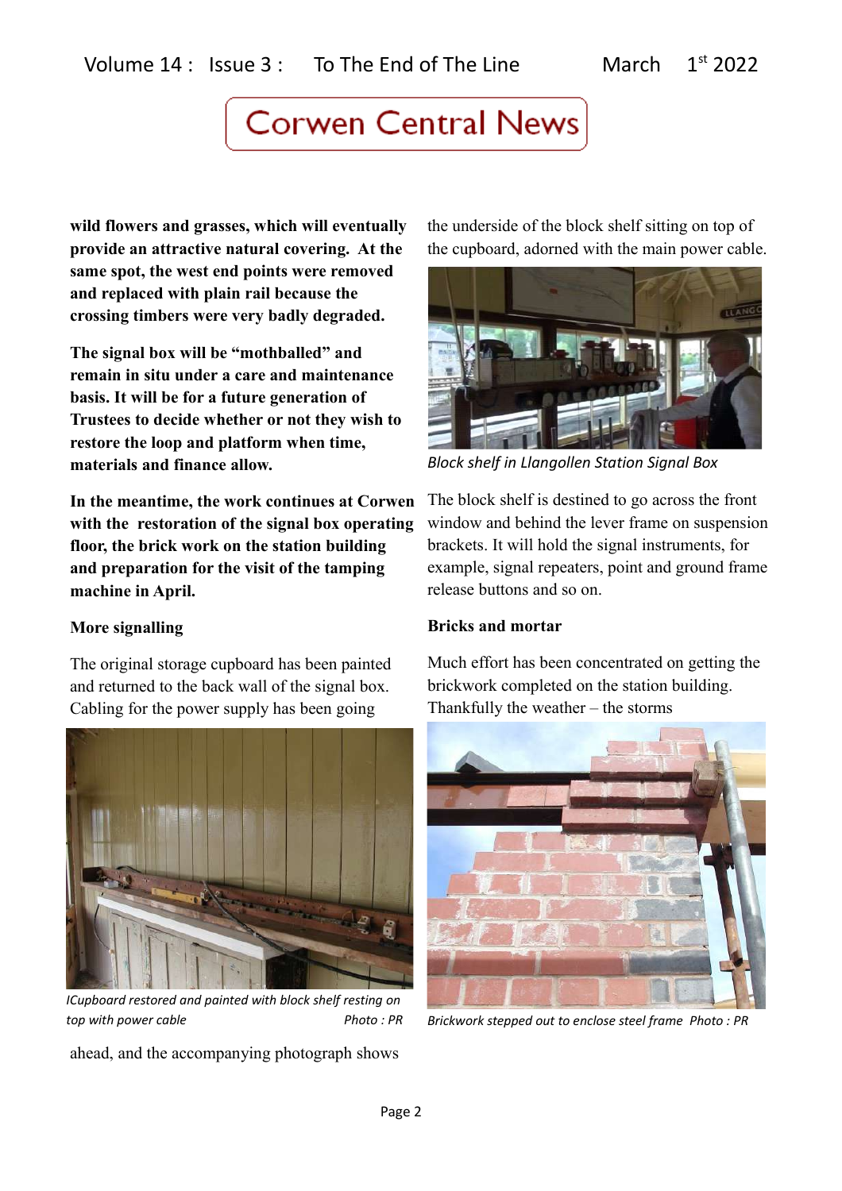**wild flowers and grasses, which will eventually provide an attractive natural covering. At the same spot, the west end points were removed and replaced with plain rail because the crossing timbers were very badly degraded.**

**The signal box will be "mothballed" and remain in situ under a care and maintenance basis. It will be for a future generation of Trustees to decide whether or not they wish to restore the loop and platform when time, materials and finance allow.**

**In the meantime, the work continues at Corwen with the restoration of the signal box operating floor, the brick work on the station building and preparation for the visit of the tamping machine in April.**

### More signalling

The original storage cupboard has been painted and returned to the back wall of the signal box. Cabling for the power supply has been going ahead, and the accompanying photograph shows the underside of the block shelf sitting on top of the cupboard, adorned with the main power cable.

*ICupboard restored and painted with block shelf resting on top with power cable* *Photo : PR*

*Block shelf in Llangollen Station Signal Box*

The block shelf is destined to go across the front window and behind the lever frame on suspension brackets. It will hold the signal instruments, for example, signal repeaters, point and ground frame release buttons and so on.

### Bricks and mortar

Much effort has been concentrated on getting the brickwork completed on the station building. Thankfully the weather – the storms

*Brickwork stepped out to enclose steel frame Photo : PR*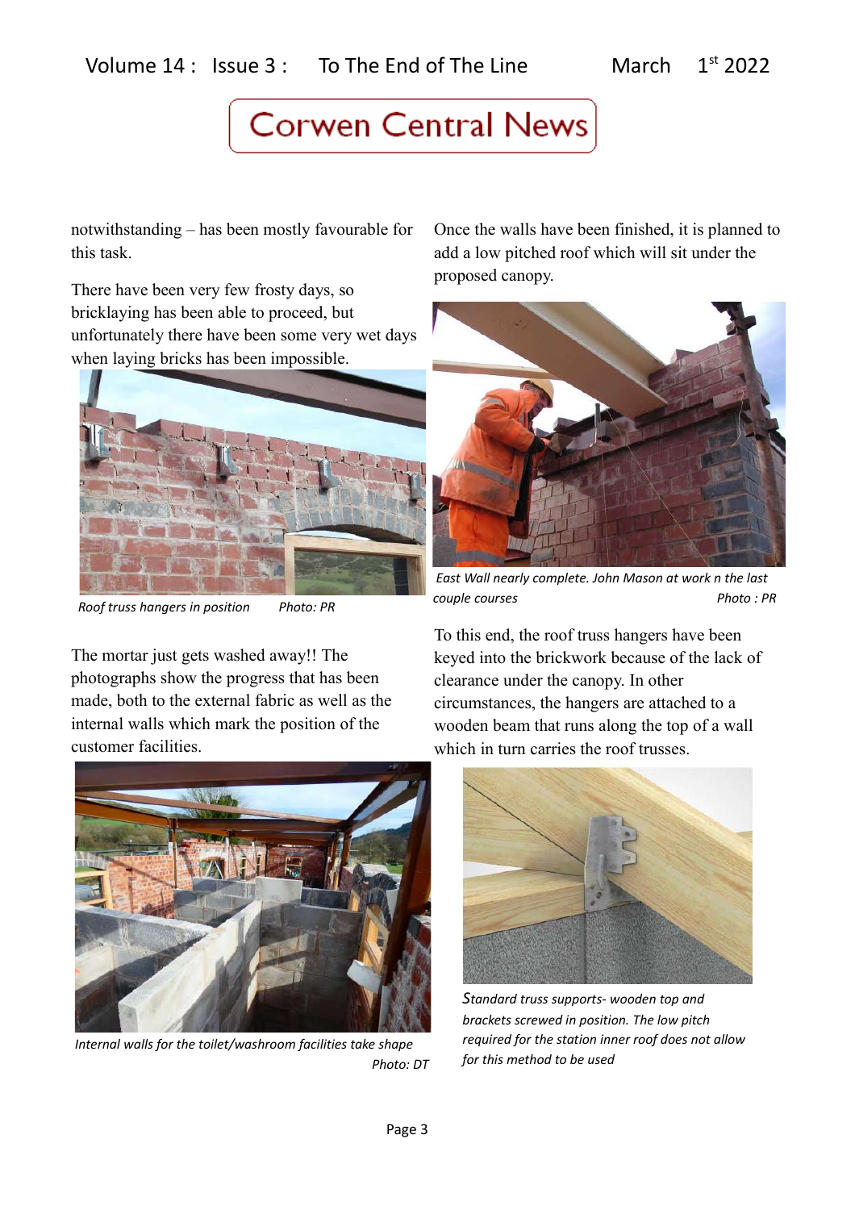notwithstanding – has been mostly favourable for this task.

There have been very few frosty days, so bricklaying has been able to proceed, but unfortunately there have been some very wet days when laying bricks has been impossible.

*Roof truss hangers in position Photo: PR*

The mortar just gets washed away!! The photographs show the progress that has been made, both to the external fabric as well as the internal walls which mark the position of the customer facilities.

*Internal walls for the toilet/washroom facilities take shape Photo: DT*

Once the walls have been finished, it is planned to add a low pitched roof which will sit under the proposed canopy.

*East Wall nearly complete. John Mason at work n the last couple courses Photo : PR*

To this end, the roof truss hangers have been keyed into the brickwork because of the lack of clearance under the canopy. In other circumstances, the hangers are attached to a wooden beam that runs along the top of a wall which in turn carries the roof trusses.

*Standard truss supports- wooden top and brackets screwed in position. The low pitch required for the station inner roof does not allow for this method to be used*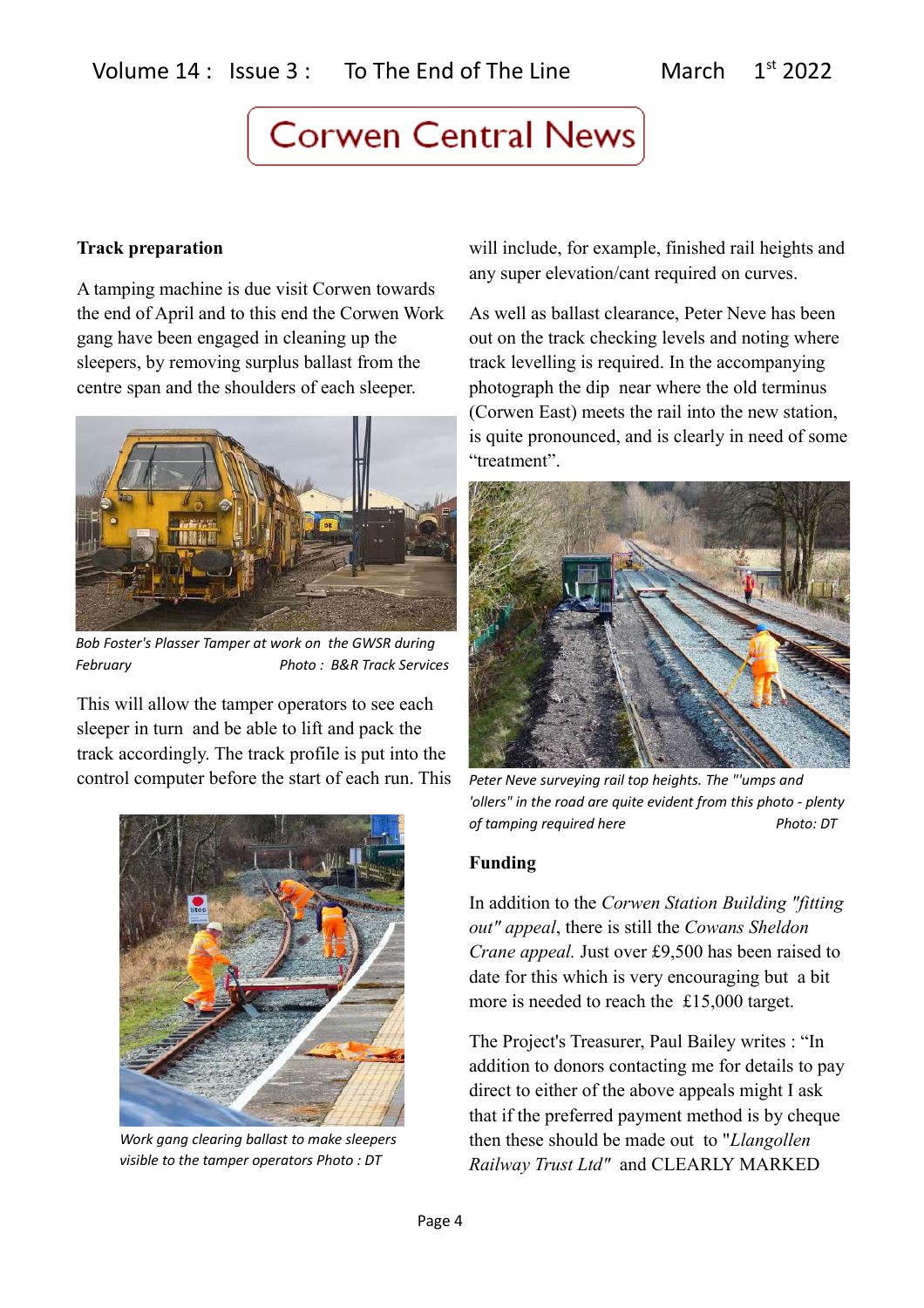# Corwen Central News

### Track preparation

A tamping machine is due visit Corwen towards the end of April and to this end the Corwen Work gang have been engaged in cleaning up the sleepers, by removing surplus ballast from the centre span and the shoulders of each sleeper.

*Bob Foster's Plasser Tamper at work on the GWSR during February* *Photo : B&R Track Services*

This will allow the tamper operators to see each sleeper in turn and be able to lift and pack the track accordingly. The track profile is put into the control computer before the start of each run. This will include, for example, finished rail heights and any super elevation/cant required on curves.

*Work gang clearing ballast to make sleepers visible to the tamper operators Photo : DT*

As well as ballast clearance, Peter Neve has been out on the track checking levels and noting where track levelling is required. In the accompanying photograph the dip near where the old terminus (Corwen East) meets the rail into the new station, is quite pronounced, and is clearly in need of some "treatment".

*Peter Neve surveying rail top heights. The "'umps and 'ollers" in the road are quite evident from this photo - plenty of tamping required here* *Photo: DT*

### Funding

In addition to the *Corwen Station Building "fitting out" appeal*, there is still the *Cowans Sheldon Crane appeal.* Just over £9,500 has been raised to date for this which is very encouraging but a bit more is needed to reach the £15,000 target.

The Project's Treasurer, Paul Bailey writes : "In addition to donors contacting me for details to pay direct to either of the above appeals might I ask that if the preferred payment method is by cheque then these should be made out to "*Llangollen Railway Trust Ltd*" and CLEARLY MARKED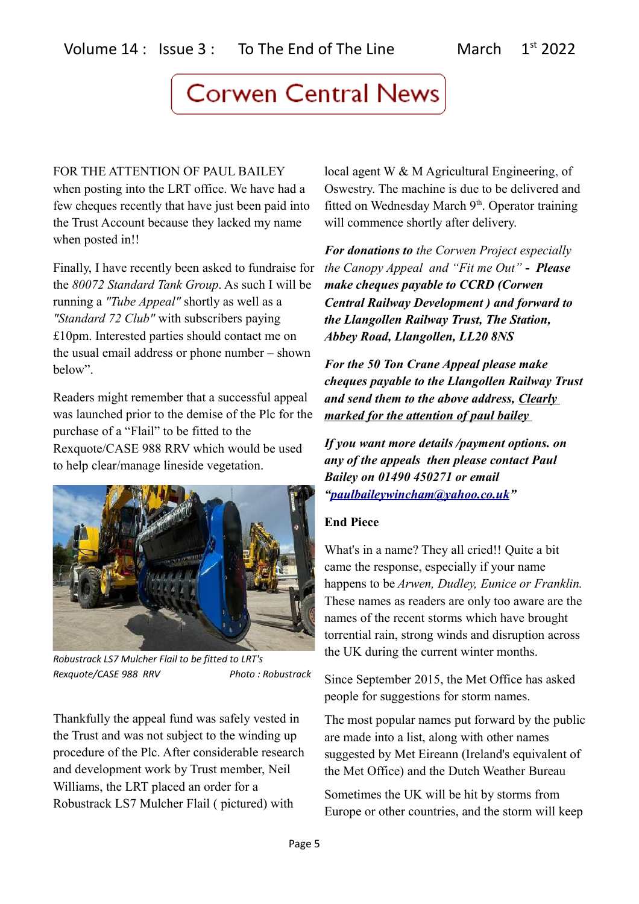# Corwen Central News

FOR THE ATTENTION OF PAUL BAILEY when posting into the LRT office. We have had a few cheques recently that have just been paid into the Trust Account because they lacked my name when posted in!!

Finally, I have recently been asked to fundraise for the *80072 Standard Tank Group*. As such I will be running a *"Tube Appeal"* shortly as well as a *"Standard 72 Club"* with subscribers paying £10pm. Interested parties should contact me on the usual email address or phone number – shown below".

Readers might remember that a successful appeal was launched prior to the demise of the Plc for the purchase of a "Flail" to be fitted to the Rexquote/CASE 988 RRV which would be used to help clear/manage lineside vegetation.

*Robustrack LS7 Mulcher Flail to be fitted to LRT's Rexquote/CASE 988 RRV* *Photo : Robustrack*

Thankfully the appeal fund was safely vested in the Trust and was not subject to the winding up procedure of the Plc. After considerable research and development work by Trust member, Neil Williams, the LRT placed an order for a Robustrack LS7 Mulcher Flail ( pictured) with local agent W & M Agricultural Engineering, of Oswestry. The machine is due to be delivered and fitted on Wednesday March 9th. Operator training will commence shortly after delivery.

***For donations to*** *the Corwen Project especially the Canopy Appeal and "Fit me Out"* ***- Please make cheques payable to CCRD (Corwen Central Railway Development ) and forward to the Llangollen Railway Trust, The Station, Abbey Road, Llangollen, LL20 8NS***

***For the 50 Ton Crane Appeal please make cheques payable to the Llangollen Railway Trust and send them to the above address, <u>Clearly marked for the attention of paul bailey</u>***

***If you want more details /payment options. on any of the appeals then please contact Paul Bailey on 01490 450271 or email "<u>paulbaileywincham@yahoo.co.uk</u>"***

**End Piece**

What's in a name? They all cried!! Quite a bit came the response, especially if your name happens to be *Arwen, Dudley, Eunice or Franklin.* These names as readers are only too aware are the names of the recent storms which have brought torrential rain, strong winds and disruption across the UK during the current winter months.

Since September 2015, the Met Office has asked people for suggestions for storm names.

The most popular names put forward by the public are made into a list, along with other names suggested by Met Eireann (Ireland's equivalent of the Met Office) and the Dutch Weather Bureau

Sometimes the UK will be hit by storms from Europe or other countries, and the storm will keep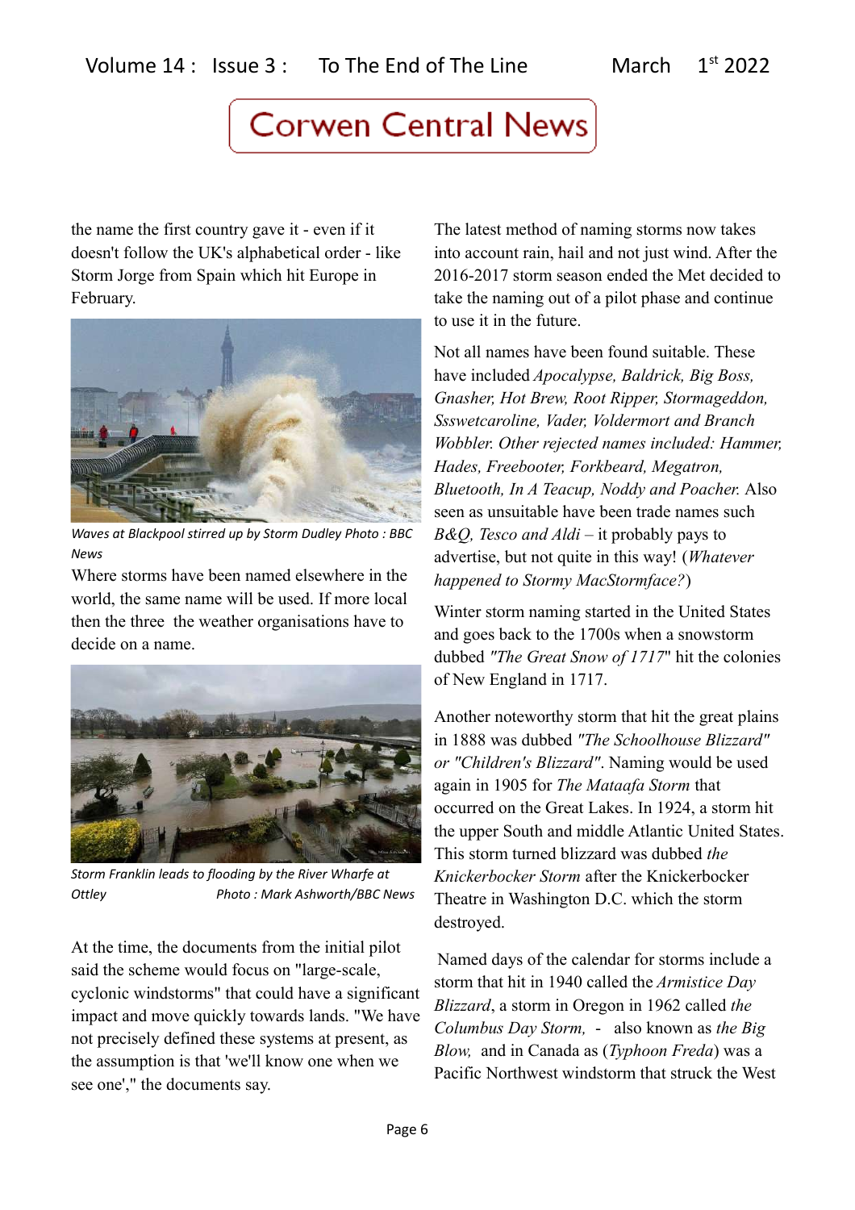the name the first country gave it - even if it doesn't follow the UK's alphabetical order - like Storm Jorge from Spain which hit Europe in February.

*Waves at Blackpool stirred up by Storm Dudley Photo : BBC News*

Where storms have been named elsewhere in the world, the same name will be used. If more local then the three the weather organisations have to decide on a name.

*Storm Franklin leads to flooding by the River Wharfe at Ottley Photo : Mark Ashworth/BBC News*

At the time, the documents from the initial pilot said the scheme would focus on "large-scale, cyclonic windstorms" that could have a significant impact and move quickly towards lands. "We have not precisely defined these systems at present, as the assumption is that 'we'll know one when we see one'," the documents say.

The latest method of naming storms now takes into account rain, hail and not just wind. After the 2016-2017 storm season ended the Met decided to take the naming out of a pilot phase and continue to use it in the future.

Not all names have been found suitable. These have included *Apocalypse, Baldrick, Big Boss, Gnasher, Hot Brew, Root Ripper, Stormageddon, Ssswetcaroline, Vader, Voldermort and Branch Wobbler. Other rejected names included: Hammer, Hades, Freebooter, Forkbeard, Megatron, Bluetooth, In A Teacup, Noddy and Poacher.* Also seen as unsuitable have been trade names such *B&Q, Tesco and Aldi* – it probably pays to advertise, but not quite in this way! (*Whatever happened to Stormy MacStormface?*)

Winter storm naming started in the United States and goes back to the 1700s when a snowstorm dubbed *"The Great Snow of 1717*" hit the colonies of New England in 1717.

Another noteworthy storm that hit the great plains in 1888 was dubbed *"The Schoolhouse Blizzard" or "Children's Blizzard"*. Naming would be used again in 1905 for *The Mataafa Storm* that occurred on the Great Lakes. In 1924, a storm hit the upper South and middle Atlantic United States. This storm turned blizzard was dubbed *the Knickerbocker Storm* after the Knickerbocker Theatre in Washington D.C. which the storm destroyed.

Named days of the calendar for storms include a storm that hit in 1940 called the *Armistice Day Blizzard*, a storm in Oregon in 1962 called *the Columbus Day Storm,* - also known as *the Big Blow,* and in Canada as (*Typhoon Freda*) was a Pacific Northwest windstorm that struck the West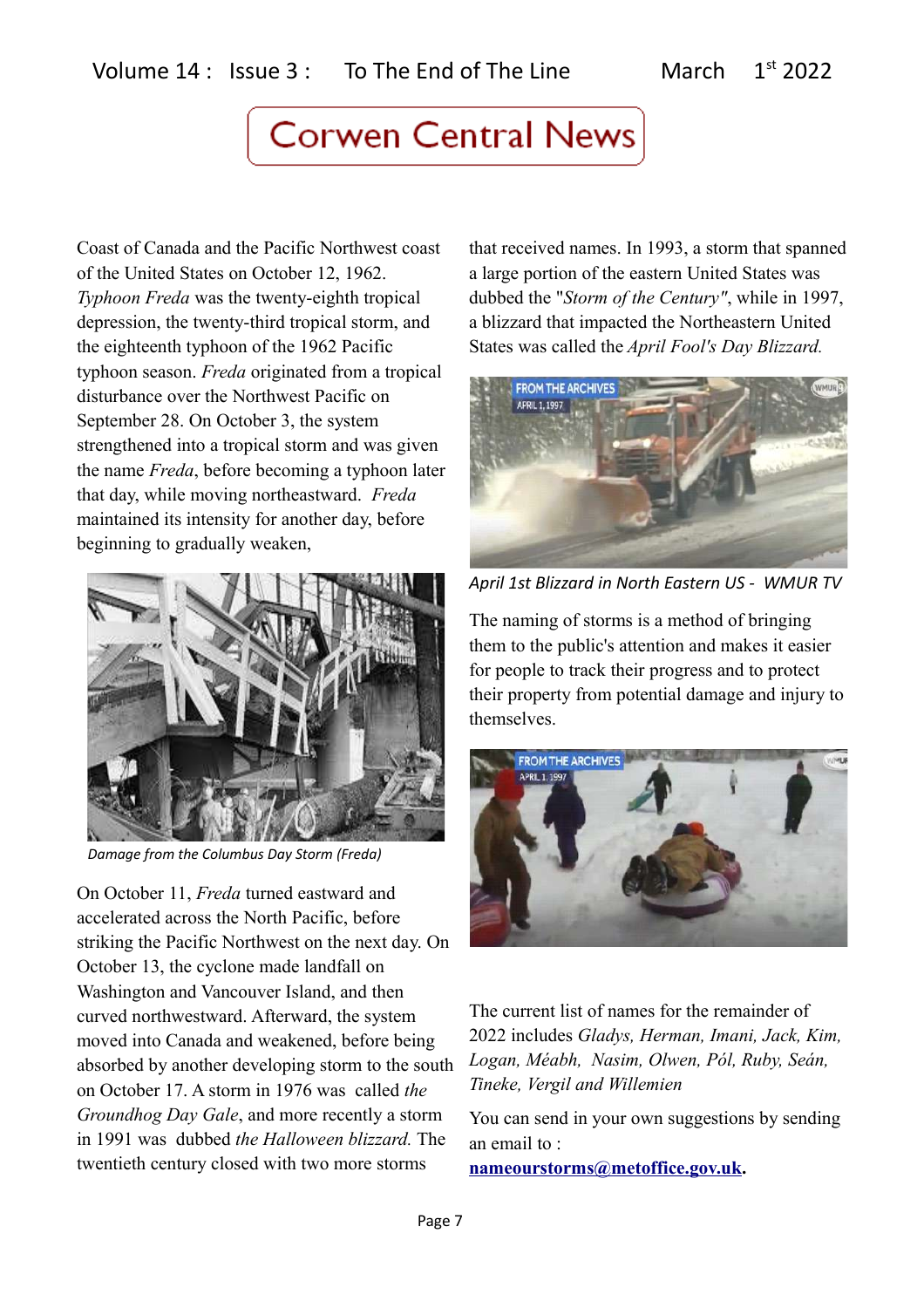Coast of Canada and the Pacific Northwest coast of the United States on October 12, 1962. *Typhoon Freda* was the twenty-eighth tropical depression, the twenty-third tropical storm, and the eighteenth typhoon of the 1962 Pacific typhoon season. *Freda* originated from a tropical disturbance over the Northwest Pacific on September 28. On October 3, the system strengthened into a tropical storm and was given the name *Freda*, before becoming a typhoon later that day, while moving northeastward. *Freda* maintained its intensity for another day, before beginning to gradually weaken,

*Damage from the Columbus Day Storm (Freda)*

On October 11, *Freda* turned eastward and accelerated across the North Pacific, before striking the Pacific Northwest on the next day. On October 13, the cyclone made landfall on Washington and Vancouver Island, and then curved northwestward. Afterward, the system moved into Canada and weakened, before being absorbed by another developing storm to the south on October 17. A storm in 1976 was called *the Groundhog Day Gale*, and more recently a storm in 1991 was dubbed *the Halloween blizzard.* The twentieth century closed with two more storms that received names. In 1993, a storm that spanned a large portion of the eastern United States was dubbed the "*Storm of the Century"*, while in 1997, a blizzard that impacted the Northeastern United States was called the *April Fool's Day Blizzard.*

*April 1st Blizzard in North Eastern US - WMUR TV*

The naming of storms is a method of bringing them to the public's attention and makes it easier for people to track their progress and to protect their property from potential damage and injury to themselves.

The current list of names for the remainder of 2022 includes *Gladys, Herman, Imani, Jack, Kim, Logan, Méabh, Nasim, Olwen, Pól, Ruby, Seán, Tineke, Vergil and Willemien*

You can send in your own suggestions by sending an email to :
**nameourstorms@metoffice.gov.uk**.